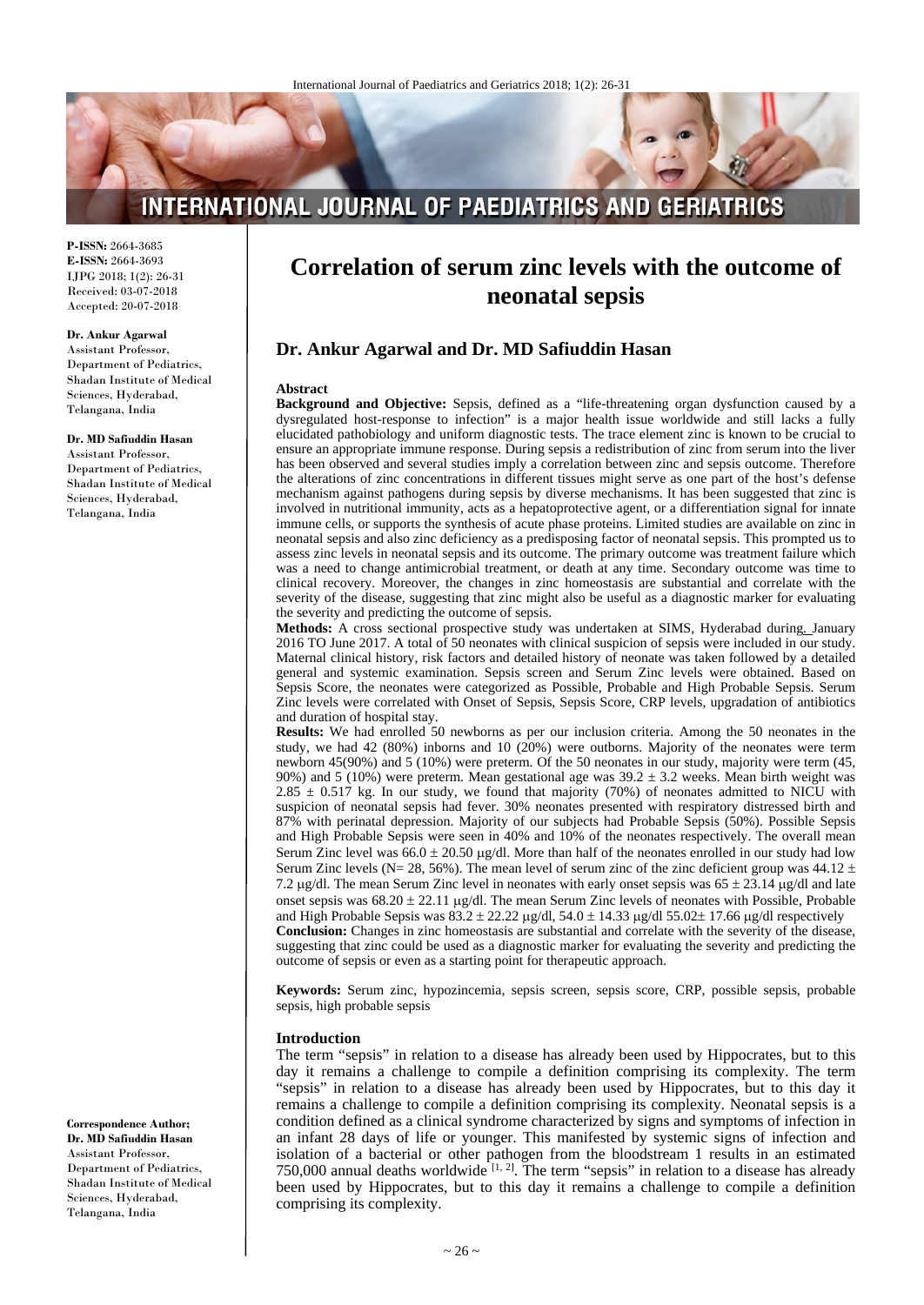**P-ISSN:** 2664-3685
**E-ISSN:** 2664-3693
IJPG 2018; 1(2): 26-31
Received: 03-07-2018
Accepted: 20-07-2018

**Dr. Ankur Agarwal**
Assistant Professor, Department of Pediatrics, Shadan Institute of Medical Sciences, Hyderabad, Telangana, India

**Dr. MD Safiuddin Hasan**
Assistant Professor, Department of Pediatrics, Shadan Institute of Medical Sciences, Hyderabad, Telangana, India

**Correspondence Author;**
**Dr. MD Safiuddin Hasan**
Assistant Professor, Department of Pediatrics, Shadan Institute of Medical Sciences, Hyderabad, Telangana, India

# Correlation of serum zinc levels with the outcome of neonatal sepsis

## Dr. Ankur Agarwal and Dr. MD Safiuddin Hasan

### Abstract

**Background and Objective:** Sepsis, defined as a "life-threatening organ dysfunction caused by a dysregulated host-response to infection" is a major health issue worldwide and still lacks a fully elucidated pathobiology and uniform diagnostic tests. The trace element zinc is known to be crucial to ensure an appropriate immune response. During sepsis a redistribution of zinc from serum into the liver has been observed and several studies imply a correlation between zinc and sepsis outcome. Therefore the alterations of zinc concentrations in different tissues might serve as one part of the host's defense mechanism against pathogens during sepsis by diverse mechanisms. It has been suggested that zinc is involved in nutritional immunity, acts as a hepatoprotective agent, or a differentiation signal for innate immune cells, or supports the synthesis of acute phase proteins. Limited studies are available on zinc in neonatal sepsis and also zinc deficiency as a predisposing factor of neonatal sepsis. This prompted us to assess zinc levels in neonatal sepsis and its outcome. The primary outcome was treatment failure which was a need to change antimicrobial treatment, or death at any time. Secondary outcome was time to clinical recovery. Moreover, the changes in zinc homeostasis are substantial and correlate with the severity of the disease, suggesting that zinc might also be useful as a diagnostic marker for evaluating the severity and predicting the outcome of sepsis.

**Methods:** A cross sectional prospective study was undertaken at SIMS, Hyderabad during. January 2016 TO June 2017. A total of 50 neonates with clinical suspicion of sepsis were included in our study. Maternal clinical history, risk factors and detailed history of neonate was taken followed by a detailed general and systemic examination. Sepsis screen and Serum Zinc levels were obtained. Based on Sepsis Score, the neonates were categorized as Possible, Probable and High Probable Sepsis. Serum Zinc levels were correlated with Onset of Sepsis, Sepsis Score, CRP levels, upgradation of antibiotics and duration of hospital stay.

**Results:** We had enrolled 50 newborns as per our inclusion criteria. Among the 50 neonates in the study, we had 42 (80%) inborns and 10 (20%) were outborns. Majority of the neonates were term newborn 45(90%) and 5 (10%) were preterm. Of the 50 neonates in our study, majority were term (45, 90%) and 5 (10%) were preterm. Mean gestational age was 39.2 ± 3.2 weeks. Mean birth weight was 2.85 ± 0.517 kg. In our study, we found that majority (70%) of neonates admitted to NICU with suspicion of neonatal sepsis had fever. 30% neonates presented with respiratory distressed birth and 87% with perinatal depression. Majority of our subjects had Probable Sepsis (50%). Possible Sepsis and High Probable Sepsis were seen in 40% and 10% of the neonates respectively. The overall mean Serum Zinc level was 66.0 ± 20.50 μg/dl. More than half of the neonates enrolled in our study had low Serum Zinc levels (N= 28, 56%). The mean level of serum zinc of the zinc deficient group was 44.12 ± 7.2 μg/dl. The mean Serum Zinc level in neonates with early onset sepsis was 65 ± 23.14 μg/dl and late onset sepsis was 68.20 ± 22.11 μg/dl. The mean Serum Zinc levels of neonates with Possible, Probable and High Probable Sepsis was 83.2 ± 22.22 μg/dl, 54.0 ± 14.33 μg/dl 55.02± 17.66 μg/dl respectively

**Conclusion:** Changes in zinc homeostasis are substantial and correlate with the severity of the disease, suggesting that zinc could be used as a diagnostic marker for evaluating the severity and predicting the outcome of sepsis or even as a starting point for therapeutic approach.

**Keywords:** Serum zinc, hypozincemia, sepsis screen, sepsis score, CRP, possible sepsis, probable sepsis, high probable sepsis

### Introduction

The term "sepsis" in relation to a disease has already been used by Hippocrates, but to this day it remains a challenge to compile a definition comprising its complexity. The term "sepsis" in relation to a disease has already been used by Hippocrates, but to this day it remains a challenge to compile a definition comprising its complexity. Neonatal sepsis is a condition defined as a clinical syndrome characterized by signs and symptoms of infection in an infant 28 days of life or younger. This manifested by systemic signs of infection and isolation of a bacterial or other pathogen from the bloodstream 1 results in an estimated 750,000 annual deaths worldwide [1, 2]. The term "sepsis" in relation to a disease has already been used by Hippocrates, but to this day it remains a challenge to compile a definition comprising its complexity.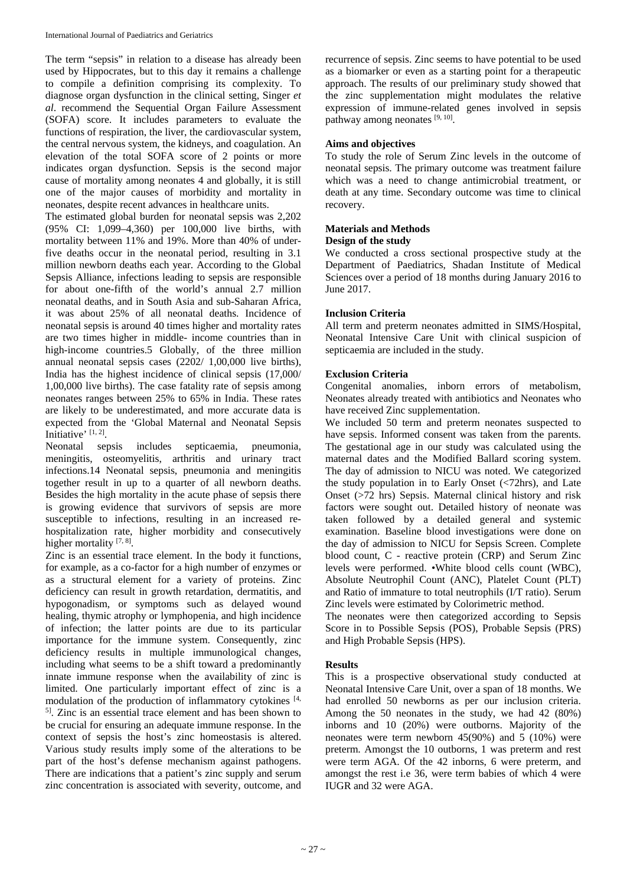The term "sepsis" in relation to a disease has already been used by Hippocrates, but to this day it remains a challenge to compile a definition comprising its complexity. To diagnose organ dysfunction in the clinical setting, Singer *et al*. recommend the Sequential Organ Failure Assessment (SOFA) score. It includes parameters to evaluate the functions of respiration, the liver, the cardiovascular system, the central nervous system, the kidneys, and coagulation. An elevation of the total SOFA score of 2 points or more indicates organ dysfunction. Sepsis is the second major cause of mortality among neonates 4 and globally, it is still one of the major causes of morbidity and mortality in neonates, despite recent advances in healthcare units.

The estimated global burden for neonatal sepsis was 2,202 (95% CI: 1,099–4,360) per 100,000 live births, with mortality between 11% and 19%. More than 40% of under-five deaths occur in the neonatal period, resulting in 3.1 million newborn deaths each year. According to the Global Sepsis Alliance, infections leading to sepsis are responsible for about one-fifth of the world's annual 2.7 million neonatal deaths, and in South Asia and sub-Saharan Africa, it was about 25% of all neonatal deaths. Incidence of neonatal sepsis is around 40 times higher and mortality rates are two times higher in middle- income countries than in high-income countries.5 Globally, of the three million annual neonatal sepsis cases (2202/ 1,00,000 live births), India has the highest incidence of clinical sepsis (17,000/ 1,00,000 live births). The case fatality rate of sepsis among neonates ranges between 25% to 65% in India. These rates are likely to be underestimated, and more accurate data is expected from the 'Global Maternal and Neonatal Sepsis Initiative' [1, 2].

Neonatal sepsis includes septicaemia, pneumonia, meningitis, osteomyelitis, arthritis and urinary tract infections.14 Neonatal sepsis, pneumonia and meningitis together result in up to a quarter of all newborn deaths. Besides the high mortality in the acute phase of sepsis there is growing evidence that survivors of sepsis are more susceptible to infections, resulting in an increased re-hospitalization rate, higher morbidity and consecutively higher mortality [7, 8].

Zinc is an essential trace element. In the body it functions, for example, as a co-factor for a high number of enzymes or as a structural element for a variety of proteins. Zinc deficiency can result in growth retardation, dermatitis, and hypogonadism, or symptoms such as delayed wound healing, thymic atrophy or lymphopenia, and high incidence of infection; the latter points are due to its particular importance for the immune system. Consequently, zinc deficiency results in multiple immunological changes, including what seems to be a shift toward a predominantly innate immune response when the availability of zinc is limited. One particularly important effect of zinc is a modulation of the production of inflammatory cytokines [4, 5]. Zinc is an essential trace element and has been shown to be crucial for ensuring an adequate immune response. In the context of sepsis the host's zinc homeostasis is altered. Various study results imply some of the alterations to be part of the host's defense mechanism against pathogens. There are indications that a patient's zinc supply and serum zinc concentration is associated with severity, outcome, and recurrence of sepsis. Zinc seems to have potential to be used as a biomarker or even as a starting point for a therapeutic approach. The results of our preliminary study showed that the zinc supplementation might modulates the relative expression of immune-related genes involved in sepsis pathway among neonates [9, 10].

## Aims and objectives

To study the role of Serum Zinc levels in the outcome of neonatal sepsis. The primary outcome was treatment failure which was a need to change antimicrobial treatment, or death at any time. Secondary outcome was time to clinical recovery.

## Materials and Methods

### Design of the study

We conducted a cross sectional prospective study at the Department of Paediatrics, Shadan Institute of Medical Sciences over a period of 18 months during January 2016 to June 2017.

### Inclusion Criteria

All term and preterm neonates admitted in SIMS/Hospital, Neonatal Intensive Care Unit with clinical suspicion of septicaemia are included in the study.

### Exclusion Criteria

Congenital anomalies, inborn errors of metabolism, Neonates already treated with antibiotics and Neonates who have received Zinc supplementation.

We included 50 term and preterm neonates suspected to have sepsis. Informed consent was taken from the parents. The gestational age in our study was calculated using the maternal dates and the Modified Ballard scoring system. The day of admission to NICU was noted. We categorized the study population in to Early Onset (<72hrs), and Late Onset (>72 hrs) Sepsis. Maternal clinical history and risk factors were sought out. Detailed history of neonate was taken followed by a detailed general and systemic examination. Baseline blood investigations were done on the day of admission to NICU for Sepsis Screen. Complete blood count, C - reactive protein (CRP) and Serum Zinc levels were performed. •White blood cells count (WBC), Absolute Neutrophil Count (ANC), Platelet Count (PLT) and Ratio of immature to total neutrophils (I/T ratio). Serum Zinc levels were estimated by Colorimetric method.

The neonates were then categorized according to Sepsis Score in to Possible Sepsis (POS), Probable Sepsis (PRS) and High Probable Sepsis (HPS).

## Results

This is a prospective observational study conducted at Neonatal Intensive Care Unit, over a span of 18 months. We had enrolled 50 newborns as per our inclusion criteria. Among the 50 neonates in the study, we had 42 (80%) inborns and 10 (20%) were outborns. Majority of the neonates were term newborn 45(90%) and 5 (10%) were preterm. Amongst the 10 outborns, 1 was preterm and rest were term AGA. Of the 42 inborns, 6 were preterm, and amongst the rest i.e 36, were term babies of which 4 were IUGR and 32 were AGA.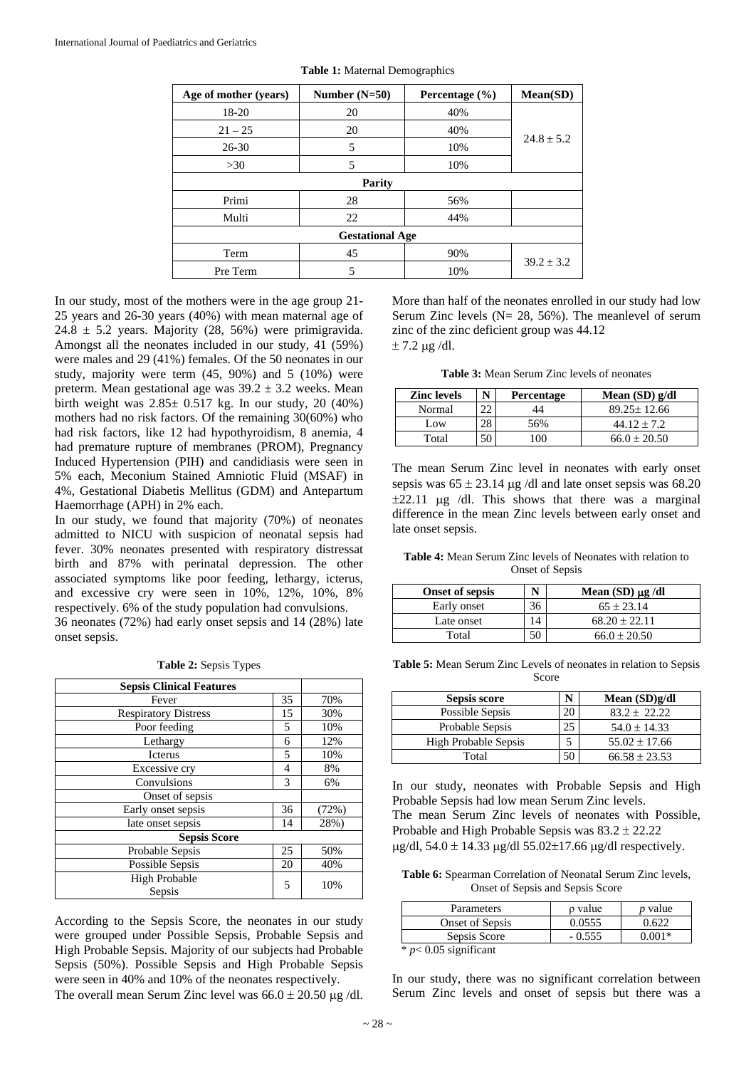**Table 1:** Maternal Demographics

| Age of mother (years) | Number (N=50) | Percentage (%) | Mean(SD) |
|---|---|---|---|
| 18-20 | 20 | 40% | $24.8 \pm 5.2$ |
| 21 – 25 | 20 | 40% | |
| 26-30 | 5 | 10% | |
| >30 | 5 | 10% | |
| **Parity** | | | |
| Primi | 28 | 56% | |
| Multi | 22 | 44% | |
| **Gestational Age** | | | |
| Term | 45 | 90% | $39.2 \pm 3.2$ |
| Pre Term | 5 | 10% | |

In our study, most of the mothers were in the age group 21-25 years and 26-30 years (40%) with mean maternal age of $24.8 \pm 5.2$ years. Majority (28, 56%) were primigravida. Amongst all the neonates included in our study, 41 (59%) were males and 29 (41%) females. Of the 50 neonates in our study, majority were term (45, 90%) and 5 (10%) were preterm. Mean gestational age was $39.2 \pm 3.2$ weeks. Mean birth weight was $2.85 \pm 0.517$ kg. In our study, 20 (40%) mothers had no risk factors. Of the remaining 30(60%) who had risk factors, like 12 had hypothyroidism, 8 anemia, 4 had premature rupture of membranes (PROM), Pregnancy Induced Hypertension (PIH) and candidiasis were seen in 5% each, Meconium Stained Amniotic Fluid (MSAF) in 4%, Gestational Diabetis Mellitus (GDM) and Antepartum Haemorrhage (APH) in 2% each.

In our study, we found that majority (70%) of neonates admitted to NICU with suspicion of neonatal sepsis had fever. 30% neonates presented with respiratory distressat birth and 87% with perinatal depression. The other associated symptoms like poor feeding, lethargy, icterus, and excessive cry were seen in 10%, 12%, 10%, 8% respectively. 6% of the study population had convulsions.

36 neonates (72%) had early onset sepsis and 14 (28%) late onset sepsis.

**Table 2:** Sepsis Types

| Sepsis Clinical Features | | |
|---|---|---|
| Fever | 35 | 70% |
| Respiratory Distress | 15 | 30% |
| Poor feeding | 5 | 10% |
| Lethargy | 6 | 12% |
| Icterus | 5 | 10% |
| Excessive cry | 4 | 8% |
| Convulsions | 3 | 6% |
| Onset of sepsis | | |
| Early onset sepsis | 36 | (72%) |
| late onset sepsis | 14 | 28%) |
| **Sepsis Score** | | |
| Probable Sepsis | 25 | 50% |
| Possible Sepsis | 20 | 40% |
| High Probable Sepsis | 5 | 10% |

According to the Sepsis Score, the neonates in our study were grouped under Possible Sepsis, Probable Sepsis and High Probable Sepsis. Majority of our subjects had Probable Sepsis (50%). Possible Sepsis and High Probable Sepsis were seen in 40% and 10% of the neonates respectively.

The overall mean Serum Zinc level was $66.0 \pm 20.50$ μg /dl.

More than half of the neonates enrolled in our study had low Serum Zinc levels (N= 28, 56%). The meanlevel of serum zinc of the zinc deficient group was 44.12 $\pm 7.2$ μg /dl.

**Table 3:** Mean Serum Zinc levels of neonates

| Zinc levels | N | Percentage | Mean (SD) g/dl |
|---|---|---|---|
| Normal | 22 | 44 | $89.25 \pm 12.66$ |
| Low | 28 | 56% | $44.12 \pm 7.2$ |
| Total | 50 | 100 | $66.0 \pm 20.50$ |

The mean Serum Zinc level in neonates with early onset sepsis was $65 \pm 23.14$ μg /dl and late onset sepsis was 68.20 $\pm 22.11$ μg /dl. This shows that there was a marginal difference in the mean Zinc levels between early onset and late onset sepsis.

**Table 4:** Mean Serum Zinc levels of Neonates with relation to Onset of Sepsis

| Onset of sepsis | N | Mean (SD) μg /dl |
|---|---|---|
| Early onset | 36 | $65 \pm 23.14$ |
| Late onset | 14 | $68.20 \pm 22.11$ |
| Total | 50 | $66.0 \pm 20.50$ |

**Table 5:** Mean Serum Zinc Levels of neonates in relation to Sepsis Score

| Sepsis score | N | Mean (SD)g/dl |
|---|---|---|
| Possible Sepsis | 20 | $83.2 \pm 22.22$ |
| Probable Sepsis | 25 | $54.0 \pm 14.33$ |
| High Probable Sepsis | 5 | $55.02 \pm 17.66$ |
| Total | 50 | $66.58 \pm 23.53$ |

In our study, neonates with Probable Sepsis and High Probable Sepsis had low mean Serum Zinc levels.

The mean Serum Zinc levels of neonates with Possible, Probable and High Probable Sepsis was $83.2 \pm 22.22$ μg/dl, $54.0 \pm 14.33$ μg/dl $55.02 \pm 17.66$ μg/dl respectively.

**Table 6:** Spearman Correlation of Neonatal Serum Zinc levels, Onset of Sepsis and Sepsis Score

| Parameters | ρ value | *p* value |
|---|---|---|
| Onset of Sepsis | 0.0555 | 0.622 |
| Sepsis Score | - 0.555 | 0.001* |

\* $p < 0.05$ significant

In our study, there was no significant correlation between Serum Zinc levels and onset of sepsis but there was a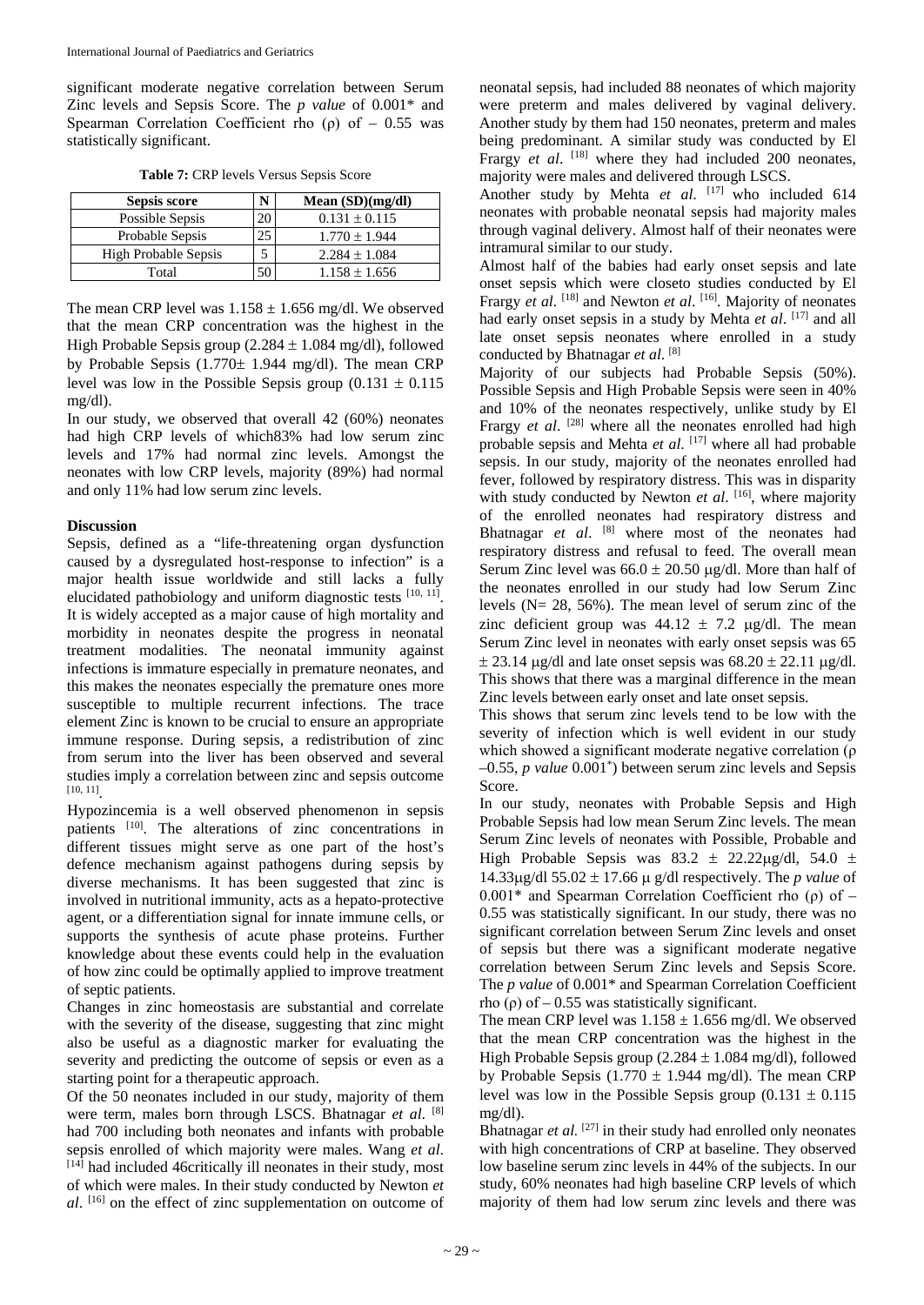significant moderate negative correlation between Serum Zinc levels and Sepsis Score. The *p value* of 0.001* and Spearman Correlation Coefficient rho (ρ) of – 0.55 was statistically significant.

**Table 7:** CRP levels Versus Sepsis Score

| Sepsis score | N | Mean (SD)(mg/dl) |
|---|---|---|
| Possible Sepsis | 20 | 0.131 ± 0.115 |
| Probable Sepsis | 25 | 1.770 ± 1.944 |
| High Probable Sepsis | 5 | 2.284 ± 1.084 |
| Total | 50 | 1.158 ± 1.656 |

The mean CRP level was 1.158 ± 1.656 mg/dl. We observed that the mean CRP concentration was the highest in the High Probable Sepsis group (2.284 ± 1.084 mg/dl), followed by Probable Sepsis (1.770± 1.944 mg/dl). The mean CRP level was low in the Possible Sepsis group (0.131 ± 0.115 mg/dl).

In our study, we observed that overall 42 (60%) neonates had high CRP levels of which83% had low serum zinc levels and 17% had normal zinc levels. Amongst the neonates with low CRP levels, majority (89%) had normal and only 11% had low serum zinc levels.

## Discussion

Sepsis, defined as a "life-threatening organ dysfunction caused by a dysregulated host-response to infection" is a major health issue worldwide and still lacks a fully elucidated pathobiology and uniform diagnostic tests [10, 11]. It is widely accepted as a major cause of high mortality and morbidity in neonates despite the progress in neonatal treatment modalities. The neonatal immunity against infections is immature especially in premature neonates, and this makes the neonates especially the premature ones more susceptible to multiple recurrent infections. The trace element Zinc is known to be crucial to ensure an appropriate immune response. During sepsis, a redistribution of zinc from serum into the liver has been observed and several studies imply a correlation between zinc and sepsis outcome [10, 11].

Hypozincemia is a well observed phenomenon in sepsis patients [10]. The alterations of zinc concentrations in different tissues might serve as one part of the host's defence mechanism against pathogens during sepsis by diverse mechanisms. It has been suggested that zinc is involved in nutritional immunity, acts as a hepato-protective agent, or a differentiation signal for innate immune cells, or supports the synthesis of acute phase proteins. Further knowledge about these events could help in the evaluation of how zinc could be optimally applied to improve treatment of septic patients.

Changes in zinc homeostasis are substantial and correlate with the severity of the disease, suggesting that zinc might also be useful as a diagnostic marker for evaluating the severity and predicting the outcome of sepsis or even as a starting point for a therapeutic approach.

Of the 50 neonates included in our study, majority of them were term, males born through LSCS. Bhatnagar *et al.* [8] had 700 including both neonates and infants with probable sepsis enrolled of which majority were males. Wang *et al.* [14] had included 46critically ill neonates in their study, most of which were males. In their study conducted by Newton *et al*. [16] on the effect of zinc supplementation on outcome of neonatal sepsis, had included 88 neonates of which majority were preterm and males delivered by vaginal delivery. Another study by them had 150 neonates, preterm and males being predominant. A similar study was conducted by El Frargy *et al*. [18] where they had included 200 neonates, majority were males and delivered through LSCS.

Another study by Mehta *et al.* [17] who included 614 neonates with probable neonatal sepsis had majority males through vaginal delivery. Almost half of their neonates were intramural similar to our study.

Almost half of the babies had early onset sepsis and late onset sepsis which were closeto studies conducted by El Frargy *et al*. [18] and Newton *et al*. [16]. Majority of neonates had early onset sepsis in a study by Mehta *et al*. [17] and all late onset sepsis neonates where enrolled in a study conducted by Bhatnagar *et al.* [8]

Majority of our subjects had Probable Sepsis (50%). Possible Sepsis and High Probable Sepsis were seen in 40% and 10% of the neonates respectively, unlike study by El Frargy *et al*. [28] where all the neonates enrolled had high probable sepsis and Mehta *et al.* [17] where all had probable sepsis. In our study, majority of the neonates enrolled had fever, followed by respiratory distress. This was in disparity with study conducted by Newton *et al*. [16], where majority of the enrolled neonates had respiratory distress and Bhatnagar *et al*. [8] where most of the neonates had respiratory distress and refusal to feed. The overall mean Serum Zinc level was 66.0 ± 20.50 μg/dl. More than half of the neonates enrolled in our study had low Serum Zinc levels (N= 28, 56%). The mean level of serum zinc of the zinc deficient group was 44.12 ± 7.2 μg/dl. The mean Serum Zinc level in neonates with early onset sepsis was 65 ± 23.14 μg/dl and late onset sepsis was 68.20 ± 22.11 μg/dl. This shows that there was a marginal difference in the mean Zinc levels between early onset and late onset sepsis.

This shows that serum zinc levels tend to be low with the severity of infection which is well evident in our study which showed a significant moderate negative correlation (ρ –0.55, *p value* 0.001*) between serum zinc levels and Sepsis Score.

In our study, neonates with Probable Sepsis and High Probable Sepsis had low mean Serum Zinc levels. The mean Serum Zinc levels of neonates with Possible, Probable and High Probable Sepsis was 83.2 ± 22.22μg/dl, 54.0 ± 14.33μg/dl 55.02 ± 17.66 μ g/dl respectively. The *p value* of 0.001* and Spearman Correlation Coefficient rho (ρ) of – 0.55 was statistically significant. In our study, there was no significant correlation between Serum Zinc levels and onset of sepsis but there was a significant moderate negative correlation between Serum Zinc levels and Sepsis Score. The *p value* of 0.001* and Spearman Correlation Coefficient rho (ρ) of – 0.55 was statistically significant.

The mean CRP level was 1.158 ± 1.656 mg/dl. We observed that the mean CRP concentration was the highest in the High Probable Sepsis group (2.284 ± 1.084 mg/dl), followed by Probable Sepsis (1.770 ± 1.944 mg/dl). The mean CRP level was low in the Possible Sepsis group (0.131 ± 0.115 mg/dl).

Bhatnagar *et al.* [27] in their study had enrolled only neonates with high concentrations of CRP at baseline. They observed low baseline serum zinc levels in 44% of the subjects. In our study, 60% neonates had high baseline CRP levels of which majority of them had low serum zinc levels and there was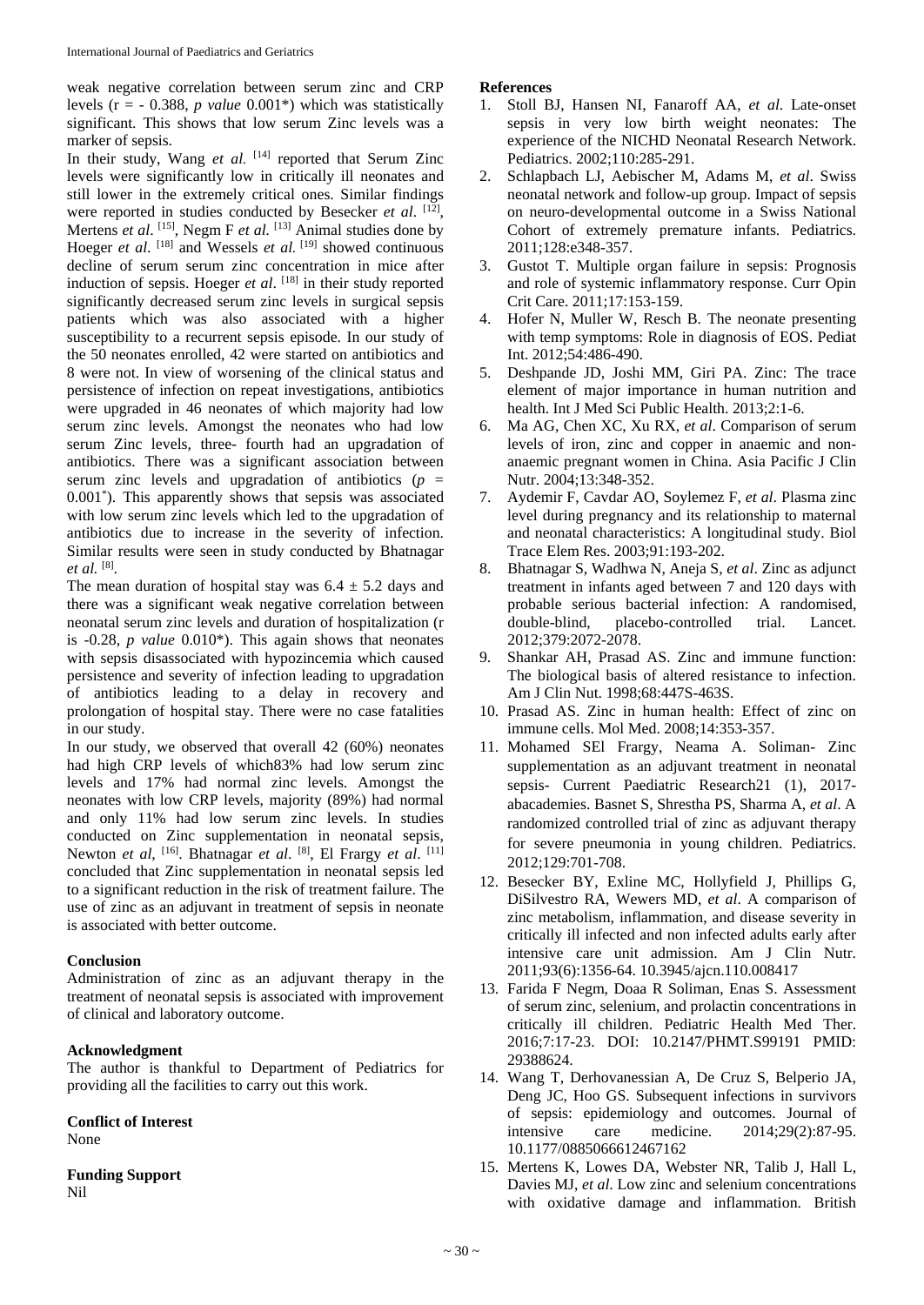weak negative correlation between serum zinc and CRP levels (r = - 0.388, *p value* 0.001*) which was statistically significant. This shows that low serum Zinc levels was a marker of sepsis.

In their study, Wang *et al.* [14] reported that Serum Zinc levels were significantly low in critically ill neonates and still lower in the extremely critical ones. Similar findings were reported in studies conducted by Besecker *et al*. [12], Mertens *et al*. [15], Negm F *et al.* [13] Animal studies done by Hoeger *et al.* [18] and Wessels *et al.* [19] showed continuous decline of serum serum zinc concentration in mice after induction of sepsis. Hoeger *et al*. [18] in their study reported significantly decreased serum zinc levels in surgical sepsis patients which was also associated with a higher susceptibility to a recurrent sepsis episode. In our study of the 50 neonates enrolled, 42 were started on antibiotics and 8 were not. In view of worsening of the clinical status and persistence of infection on repeat investigations, antibiotics were upgraded in 46 neonates of which majority had low serum zinc levels. Amongst the neonates who had low serum Zinc levels, three- fourth had an upgradation of antibiotics. There was a significant association between serum zinc levels and upgradation of antibiotics ($p$ = 0.001*). This apparently shows that sepsis was associated with low serum zinc levels which led to the upgradation of antibiotics due to increase in the severity of infection. Similar results were seen in study conducted by Bhatnagar *et al.* [8].

The mean duration of hospital stay was 6.4 ± 5.2 days and there was a significant weak negative correlation between neonatal serum zinc levels and duration of hospitalization (r is -0.28, *p value* 0.010*). This again shows that neonates with sepsis disassociated with hypozincemia which caused persistence and severity of infection leading to upgradation of antibiotics leading to a delay in recovery and prolongation of hospital stay. There were no case fatalities in our study.

In our study, we observed that overall 42 (60%) neonates had high CRP levels of which83% had low serum zinc levels and 17% had normal zinc levels. Amongst the neonates with low CRP levels, majority (89%) had normal and only 11% had low serum zinc levels. In studies conducted on Zinc supplementation in neonatal sepsis, Newton *et al*, [16]. Bhatnagar *et al*. [8], El Frargy *et al*. [11] concluded that Zinc supplementation in neonatal sepsis led to a significant reduction in the risk of treatment failure. The use of zinc as an adjuvant in treatment of sepsis in neonate is associated with better outcome.

## Conclusion

Administration of zinc as an adjuvant therapy in the treatment of neonatal sepsis is associated with improvement of clinical and laboratory outcome.

## Acknowledgment

The author is thankful to Department of Pediatrics for providing all the facilities to carry out this work.

## Conflict of Interest

None

## Funding Support

Nil

## References

1. Stoll BJ, Hansen NI, Fanaroff AA, *et al.* Late-onset sepsis in very low birth weight neonates: The experience of the NICHD Neonatal Research Network. Pediatrics. 2002;110:285-291.
2. Schlapbach LJ, Aebischer M, Adams M, *et al*. Swiss neonatal network and follow-up group. Impact of sepsis on neuro-developmental outcome in a Swiss National Cohort of extremely premature infants. Pediatrics. 2011;128:e348-357.
3. Gustot T. Multiple organ failure in sepsis: Prognosis and role of systemic inflammatory response. Curr Opin Crit Care. 2011;17:153-159.
4. Hofer N, Muller W, Resch B. The neonate presenting with temp symptoms: Role in diagnosis of EOS. Pediat Int. 2012;54:486-490.
5. Deshpande JD, Joshi MM, Giri PA. Zinc: The trace element of major importance in human nutrition and health. Int J Med Sci Public Health. 2013;2:1-6.
6. Ma AG, Chen XC, Xu RX, *et al*. Comparison of serum levels of iron, zinc and copper in anaemic and non-anaemic pregnant women in China. Asia Pacific J Clin Nutr. 2004;13:348-352.
7. Aydemir F, Cavdar AO, Soylemez F, *et al*. Plasma zinc level during pregnancy and its relationship to maternal and neonatal characteristics: A longitudinal study. Biol Trace Elem Res. 2003;91:193-202.
8. Bhatnagar S, Wadhwa N, Aneja S, *et al*. Zinc as adjunct treatment in infants aged between 7 and 120 days with probable serious bacterial infection: A randomised, double-blind, placebo-controlled trial. Lancet. 2012;379:2072-2078.
9. Shankar AH, Prasad AS. Zinc and immune function: The biological basis of altered resistance to infection. Am J Clin Nut. 1998;68:447S-463S.
10. Prasad AS. Zinc in human health: Effect of zinc on immune cells. Mol Med. 2008;14:353-357.
11. Mohamed SEl Frargy, Neama A. Soliman- Zinc supplementation as an adjuvant treatment in neonatal sepsis- Current Paediatric Research21 (1), 2017-abacademies. Basnet S, Shrestha PS, Sharma A, *et al*. A randomized controlled trial of zinc as adjuvant therapy for severe pneumonia in young children. Pediatrics. 2012;129:701-708.
12. Besecker BY, Exline MC, Hollyfield J, Phillips G, DiSilvestro RA, Wewers MD, *et al*. A comparison of zinc metabolism, inflammation, and disease severity in critically ill infected and non infected adults early after intensive care unit admission. Am J Clin Nutr. 2011;93(6):1356-64. 10.3945/ajcn.110.008417
13. Farida F Negm, Doaa R Soliman, Enas S. Assessment of serum zinc, selenium, and prolactin concentrations in critically ill children. Pediatric Health Med Ther. 2016;7:17-23. DOI: 10.2147/PHMT.S99191 PMID: 29388624.
14. Wang T, Derhovanessian A, De Cruz S, Belperio JA, Deng JC, Hoo GS. Subsequent infections in survivors of sepsis: epidemiology and outcomes. Journal of intensive care medicine. 2014;29(2):87-95. 10.1177/0885066612467162
15. Mertens K, Lowes DA, Webster NR, Talib J, Hall L, Davies MJ, *et al.* Low zinc and selenium concentrations with oxidative damage and inflammation. British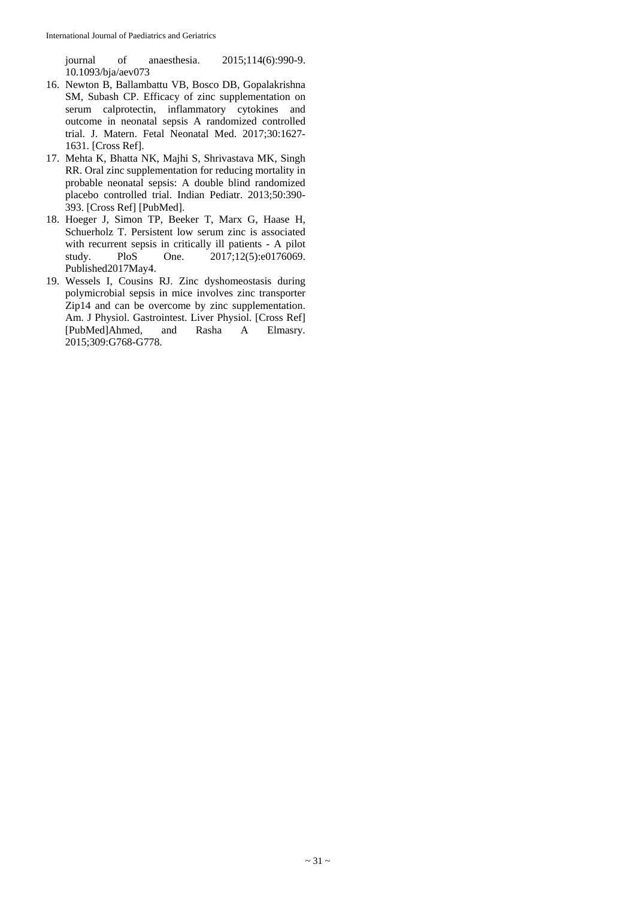journal of anaesthesia. 2015;114(6):990-9. 10.1093/bja/aev073

16. Newton B, Ballambattu VB, Bosco DB, Gopalakrishna SM, Subash CP. Efficacy of zinc supplementation on serum calprotectin, inflammatory cytokines and outcome in neonatal sepsis A randomized controlled trial. J. Matern. Fetal Neonatal Med. 2017;30:1627-1631. [Cross Ref].
17. Mehta K, Bhatta NK, Majhi S, Shrivastava MK, Singh RR. Oral zinc supplementation for reducing mortality in probable neonatal sepsis: A double blind randomized placebo controlled trial. Indian Pediatr. 2013;50:390-393. [Cross Ref] [PubMed].
18. Hoeger J, Simon TP, Beeker T, Marx G, Haase H, Schuerholz T. Persistent low serum zinc is associated with recurrent sepsis in critically ill patients - A pilot study. PloS One. 2017;12(5):e0176069. Published2017May4.
19. Wessels I, Cousins RJ. Zinc dyshomeostasis during polymicrobial sepsis in mice involves zinc transporter Zip14 and can be overcome by zinc supplementation. Am. J Physiol. Gastrointest. Liver Physiol. [Cross Ref] [PubMed]Ahmed, and Rasha A Elmasry. 2015;309:G768-G778.